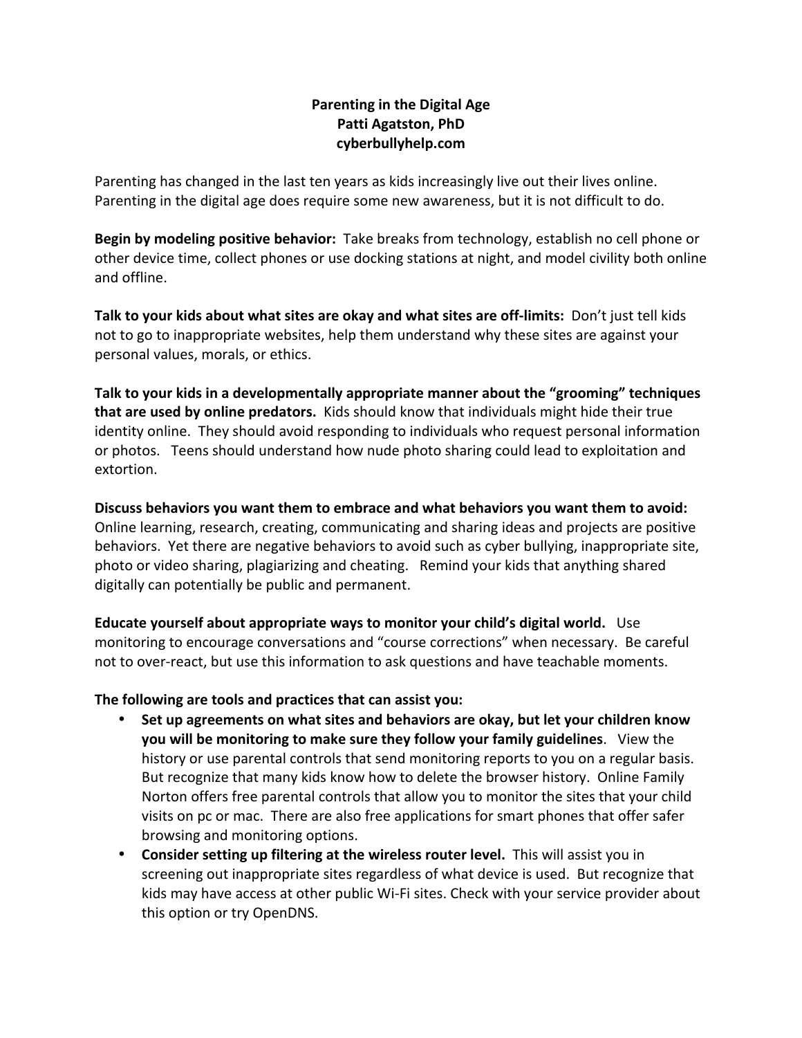**Parenting in the Digital Age**
**Patti Agatston, PhD**
**cyberbullyhelp.com**

Parenting has changed in the last ten years as kids increasingly live out their lives online. Parenting in the digital age does require some new awareness, but it is not difficult to do.

**Begin by modeling positive behavior:** Take breaks from technology, establish no cell phone or other device time, collect phones or use docking stations at night, and model civility both online and offline.

**Talk to your kids about what sites are okay and what sites are off-limits:** Don't just tell kids not to go to inappropriate websites, help them understand why these sites are against your personal values, morals, or ethics.

**Talk to your kids in a developmentally appropriate manner about the "grooming" techniques that are used by online predators.** Kids should know that individuals might hide their true identity online. They should avoid responding to individuals who request personal information or photos. Teens should understand how nude photo sharing could lead to exploitation and extortion.

**Discuss behaviors you want them to embrace and what behaviors you want them to avoid:** Online learning, research, creating, communicating and sharing ideas and projects are positive behaviors. Yet there are negative behaviors to avoid such as cyber bullying, inappropriate site, photo or video sharing, plagiarizing and cheating. Remind your kids that anything shared digitally can potentially be public and permanent.

**Educate yourself about appropriate ways to monitor your child's digital world.** Use monitoring to encourage conversations and "course corrections" when necessary. Be careful not to over-react, but use this information to ask questions and have teachable moments.

**The following are tools and practices that can assist you:**

- **Set up agreements on what sites and behaviors are okay, but let your children know you will be monitoring to make sure they follow your family guidelines**. View the history or use parental controls that send monitoring reports to you on a regular basis. But recognize that many kids know how to delete the browser history. Online Family Norton offers free parental controls that allow you to monitor the sites that your child visits on pc or mac. There are also free applications for smart phones that offer safer browsing and monitoring options.
- **Consider setting up filtering at the wireless router level.** This will assist you in screening out inappropriate sites regardless of what device is used. But recognize that kids may have access at other public Wi-Fi sites. Check with your service provider about this option or try OpenDNS.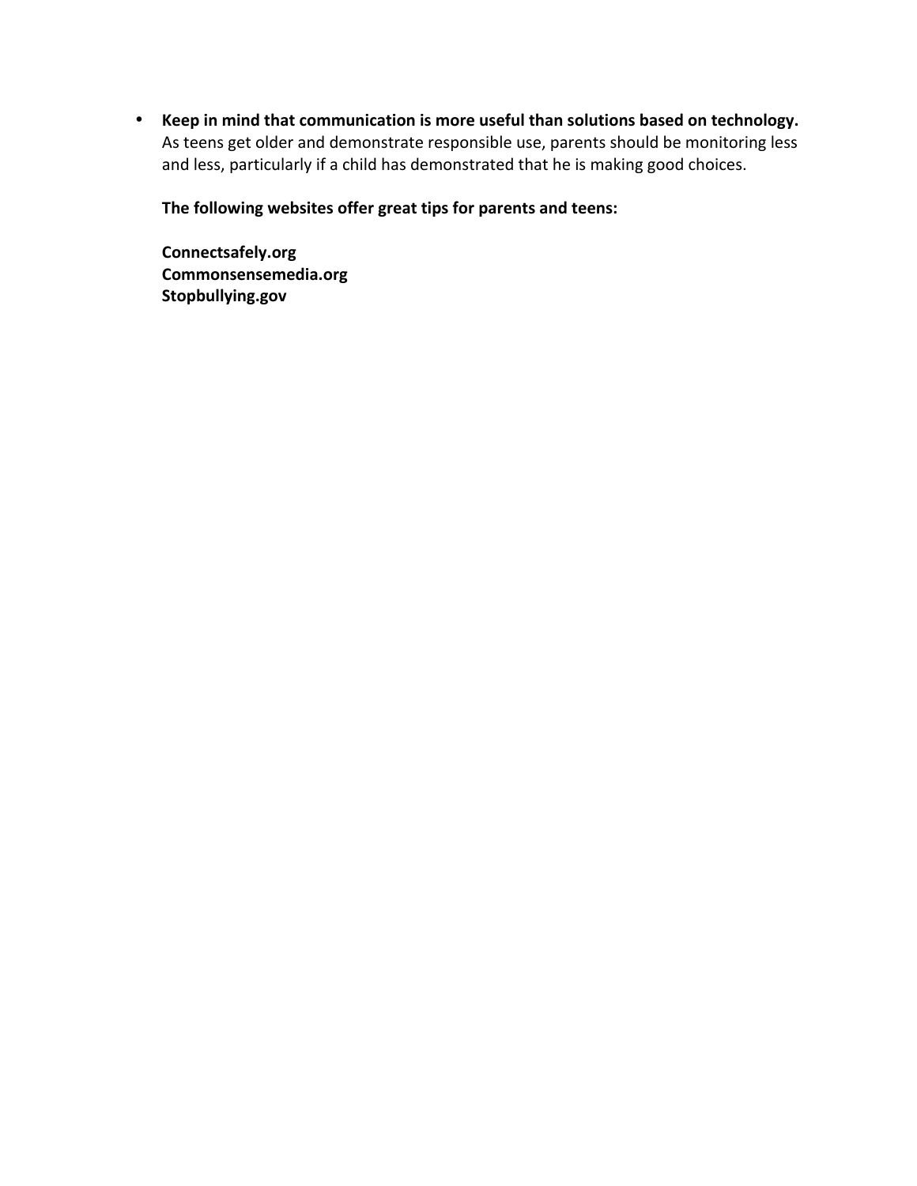- **Keep in mind that communication is more useful than solutions based on technology.** As teens get older and demonstrate responsible use, parents should be monitoring less and less, particularly if a child has demonstrated that he is making good choices.

  **The following websites offer great tips for parents and teens:**

  **Connectsafely.org**
  **Commonsensemedia.org**
  **Stopbullying.gov**